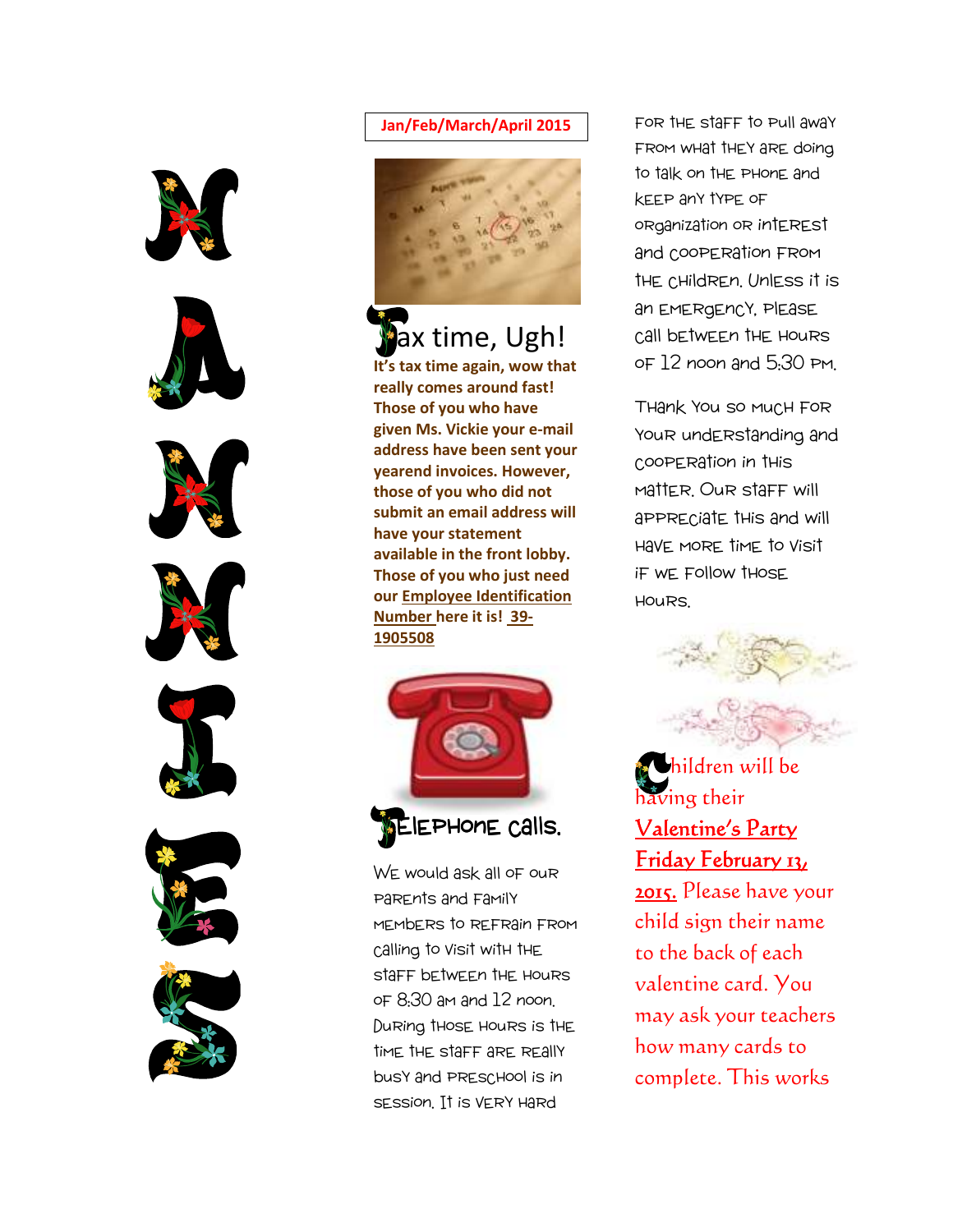# NANNIES

**Jan/Feb/March/April 2015**

## Tax time, Ugh!

**It's tax time again, wow that really comes around fast! Those of you who have given Ms. Vickie your e-mail address have been sent your yearend invoices. However, those of you who did not submit an email address will have your statement available in the front lobby. Those of you who just need our Employee Identification Number here it is! 39-1905508**

## Telephone calls.

We would ask all of our parents and family members to refrain from calling to visit with the staff between the hours of 8:30 am and 12 noon. During those hours is the time the staff are really busy and preschool is in session. It is very hard for the staff to pull away from what they are doing to talk on the phone and keep any type of organization or interest and cooperation from the children. Unless it is an emergency, please call between the hours of 12 noon and 5:30 pm.

Thank you so much for your understanding and cooperation in this matter. Our staff will appreciate this and will have more time to visit if we follow those hours.

Children will be having their **Valentine's Party Friday February 13, 2015.** Please have your child sign their name to the back of each valentine card. You may ask your teachers how many cards to complete. This works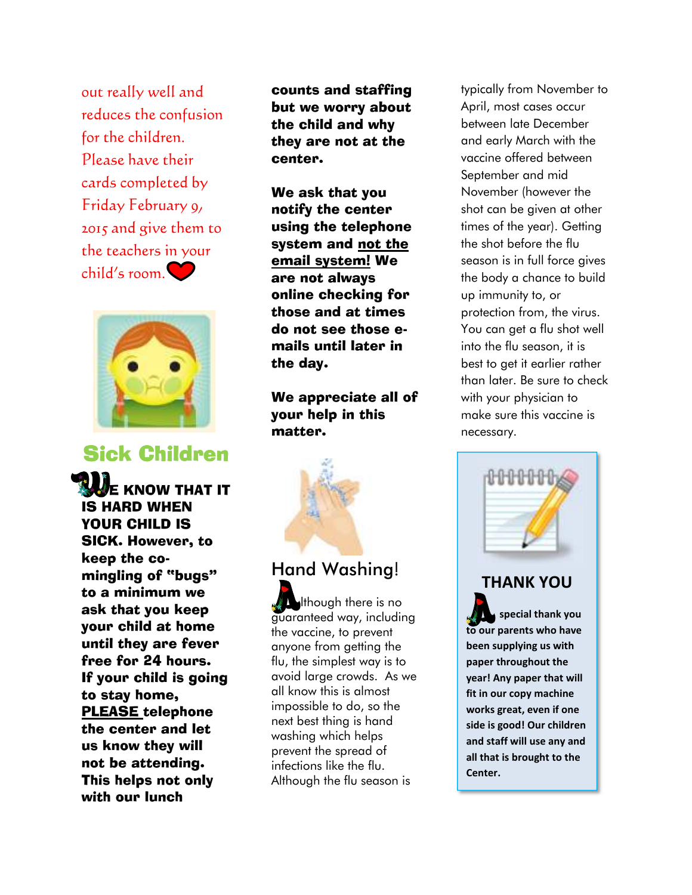out really well and reduces the confusion for the children. Please have their cards completed by Friday February 9, 2015 and give them to the teachers in your child's room.

## Sick Children

**WE KNOW THAT IT IS HARD WHEN YOUR CHILD IS SICK. However, to keep the co-mingling of "bugs" to a minimum we ask that you keep your child at home until they are fever free for 24 hours. If your child is going to stay home, PLEASE telephone the center and let us know they will not be attending. This helps not only with our lunch counts and staffing but we worry about the child and why they are not at the center.**

**We ask that you notify the center using the telephone system and not the email system! We are not always online checking for those and at times do not see those e-mails until later in the day.**

**We appreciate all of your help in this matter.**

## Hand Washing!

Although there is no guaranteed way, including the vaccine, to prevent anyone from getting the flu, the simplest way is to avoid large crowds. As we all know this is almost impossible to do, so the next best thing is hand washing which helps prevent the spread of infections like the flu. Although the flu season is typically from November to April, most cases occur between late December and early March with the vaccine offered between September and mid November (however the shot can be given at other times of the year). Getting the shot before the flu season is in full force gives the body a chance to build up immunity to, or protection from, the virus. You can get a flu shot well into the flu season, it is best to get it earlier rather than later. Be sure to check with your physician to make sure this vaccine is necessary.

## THANK YOU

**A special thank you to our parents who have been supplying us with paper throughout the year! Any paper that will fit in our copy machine works great, even if one side is good! Our children and staff will use any and all that is brought to the Center.**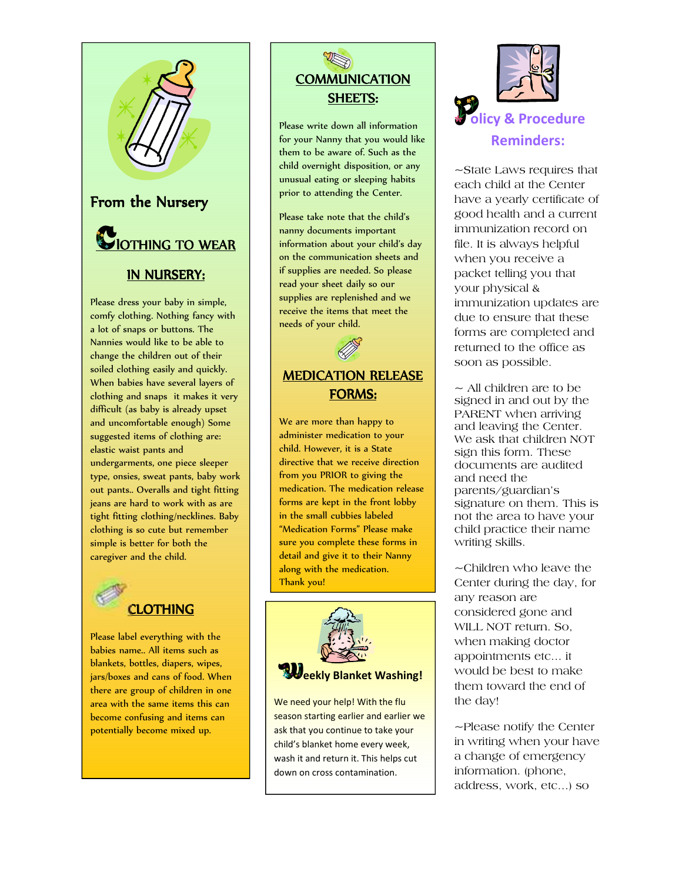## From the Nursery

### CLOTHING TO WEAR IN NURSERY:

Please dress your baby in simple, comfy clothing. Nothing fancy with a lot of snaps or buttons. The Nannies would like to be able to change the children out of their soiled clothing easily and quickly. When babies have several layers of clothing and snaps it makes it very difficult (as baby is already upset and uncomfortable enough) Some suggested items of clothing are: elastic waist pants and undergarments, one piece sleeper type, onsies, sweat pants, baby work out pants.. Overalls and tight fitting jeans are hard to work with as are tight fitting clothing/necklines. Baby clothing is so cute but remember simple is better for both the caregiver and the child.

### CLOTHING

Please label everything with the babies name.. All items such as blankets, bottles, diapers, wipes, jars/boxes and cans of food. When there are group of children in one area with the same items this can become confusing and items can potentially become mixed up.

### COMMUNICATION SHEETS:

Please write down all information for your Nanny that you would like them to be aware of. Such as the child overnight disposition, or any unusual eating or sleeping habits prior to attending the Center.

Please take note that the child's nanny documents important information about your child's day on the communication sheets and if supplies are needed. So please read your sheet daily so our supplies are replenished and we receive the items that meet the needs of your child.

### MEDICATION RELEASE FORMS:

We are more than happy to administer medication to your child. However, it is a State directive that we receive direction from you PRIOR to giving the medication. The medication release forms are kept in the front lobby in the small cubbies labeled "Medication Forms" Please make sure you complete these forms in detail and give it to their Nanny along with the medication. Thank you!

### Weekly Blanket Washing!

We need your help! With the flu season starting earlier and earlier we ask that you continue to take your child's blanket home every week, wash it and return it. This helps cut down on cross contamination.

### Policy & Procedure Reminders:

~State Laws requires that each child at the Center have a yearly certificate of good health and a current immunization record on file. It is always helpful when you receive a packet telling you that your physical & immunization updates are due to ensure that these forms are completed and returned to the office as soon as possible.

~ All children are to be signed in and out by the PARENT when arriving and leaving the Center. We ask that children NOT sign this form. These documents are audited and need the parents/guardian's signature on them. This is not the area to have your child practice their name writing skills.

~Children who leave the Center during the day, for any reason are considered gone and WILL NOT return. So, when making doctor appointments etc… it would be best to make them toward the end of the day!

~Please notify the Center in writing when your have a change of emergency information. (phone, address, work, etc…) so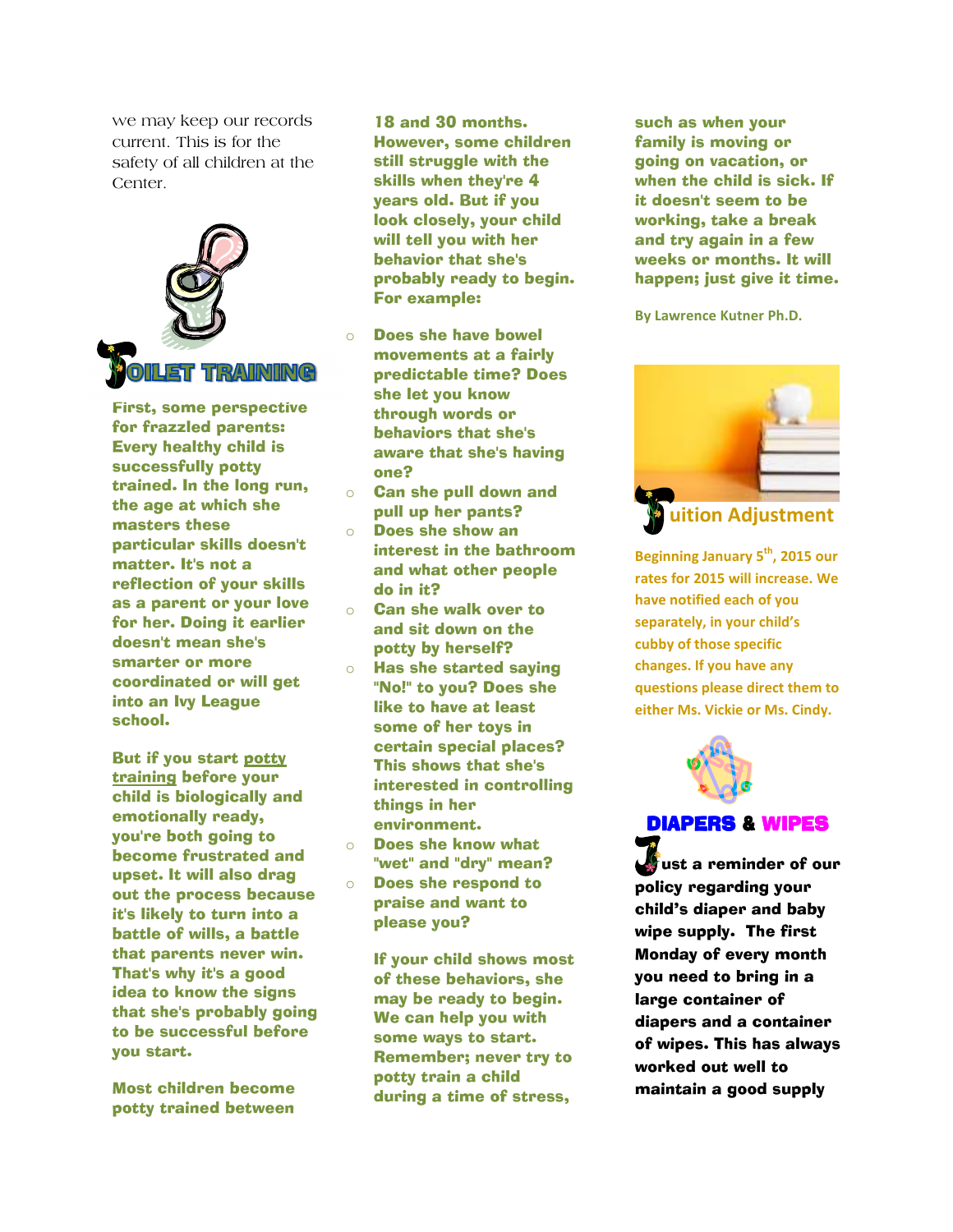we may keep our records current. This is for the safety of all children at the Center.

## TOILET TRAINING

**First, some perspective for frazzled parents: Every healthy child is successfully potty trained. In the long run, the age at which she masters these particular skills doesn't matter. It's not a reflection of your skills as a parent or your love for her. Doing it earlier doesn't mean she's smarter or more coordinated or will get into an Ivy League school.**

**But if you start potty training before your child is biologically and emotionally ready, you're both going to become frustrated and upset. It will also drag out the process because it's likely to turn into a battle of wills, a battle that parents never win. That's why it's a good idea to know the signs that she's probably going to be successful before you start.**

**Most children become potty trained between 18 and 30 months. However, some children still struggle with the skills when they're 4 years old. But if you look closely, your child will tell you with her behavior that she's probably ready to begin. For example:**

- **Does she have bowel movements at a fairly predictable time? Does she let you know through words or behaviors that she's aware that she's having one?**
- **Can she pull down and pull up her pants?**
- **Does she show an interest in the bathroom and what other people do in it?**
- **Can she walk over to and sit down on the potty by herself?**
- **Has she started saying "No!" to you? Does she like to have at least some of her toys in certain special places? This shows that she's interested in controlling things in her environment.**
- **Does she know what "wet" and "dry" mean?**
- **Does she respond to praise and want to please you?**

**If your child shows most of these behaviors, she may be ready to begin. We can help you with some ways to start. Remember; never try to potty train a child during a time of stress, such as when your family is moving or going on vacation, or when the child is sick. If it doesn't seem to be working, take a break and try again in a few weeks or months. It will happen; just give it time.**

**By Lawrence Kutner Ph.D.**

## Tuition Adjustment

**Beginning January 5th, 2015 our rates for 2015 will increase. We have notified each of you separately, in your child's cubby of those specific changes. If you have any questions please direct them to either Ms. Vickie or Ms. Cindy.**

## DIAPERS & WIPES

**Just a reminder of our policy regarding your child's diaper and baby wipe supply. The first Monday of every month you need to bring in a large container of diapers and a container of wipes. This has always worked out well to maintain a good supply**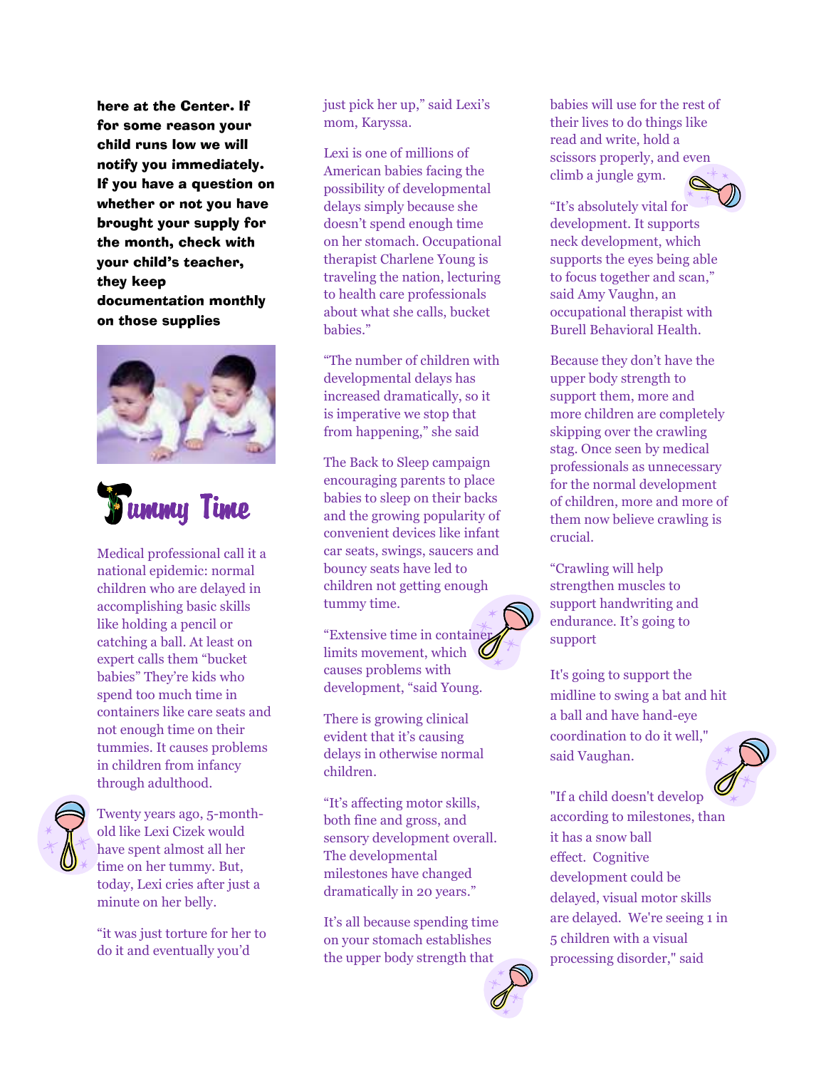**here at the Center. If for some reason your child runs low we will notify you immediately. If you have a question on whether or not you have brought your supply for the month, check with your child's teacher, they keep documentation monthly on those supplies**

# Tummy Time

Medical professional call it a national epidemic: normal children who are delayed in accomplishing basic skills like holding a pencil or catching a ball. At least on expert calls them "bucket babies" They're kids who spend too much time in containers like care seats and not enough time on their tummies. It causes problems in children from infancy through adulthood.

Twenty years ago, 5-month-old like Lexi Cizek would have spent almost all her time on her tummy. But, today, Lexi cries after just a minute on her belly.

"it was just torture for her to do it and eventually you'd just pick her up," said Lexi's mom, Karyssa.

Lexi is one of millions of American babies facing the possibility of developmental delays simply because she doesn't spend enough time on her stomach. Occupational therapist Charlene Young is traveling the nation, lecturing to health care professionals about what she calls, bucket babies."

"The number of children with developmental delays has increased dramatically, so it is imperative we stop that from happening," she said

The Back to Sleep campaign encouraging parents to place babies to sleep on their backs and the growing popularity of convenient devices like infant car seats, swings, saucers and bouncy seats have led to children not getting enough tummy time.

"Extensive time in container limits movement, which causes problems with development, "said Young.

There is growing clinical evident that it's causing delays in otherwise normal children.

"It's affecting motor skills, both fine and gross, and sensory development overall. The developmental milestones have changed dramatically in 20 years."

It's all because spending time on your stomach establishes the upper body strength that babies will use for the rest of their lives to do things like read and write, hold a scissors properly, and even climb a jungle gym.

"It's absolutely vital for development. It supports neck development, which supports the eyes being able to focus together and scan," said Amy Vaughn, an occupational therapist with Burell Behavioral Health.

Because they don't have the upper body strength to support them, more and more children are completely skipping over the crawling stag. Once seen by medical professionals as unnecessary for the normal development of children, more and more of them now believe crawling is crucial.

"Crawling will help strengthen muscles to support handwriting and endurance. It's going to support

It's going to support the midline to swing a bat and hit a ball and have hand-eye coordination to do it well," said Vaughan.

"If a child doesn't develop according to milestones, than it has a snow ball effect. Cognitive development could be delayed, visual motor skills are delayed. We're seeing 1 in 5 children with a visual processing disorder," said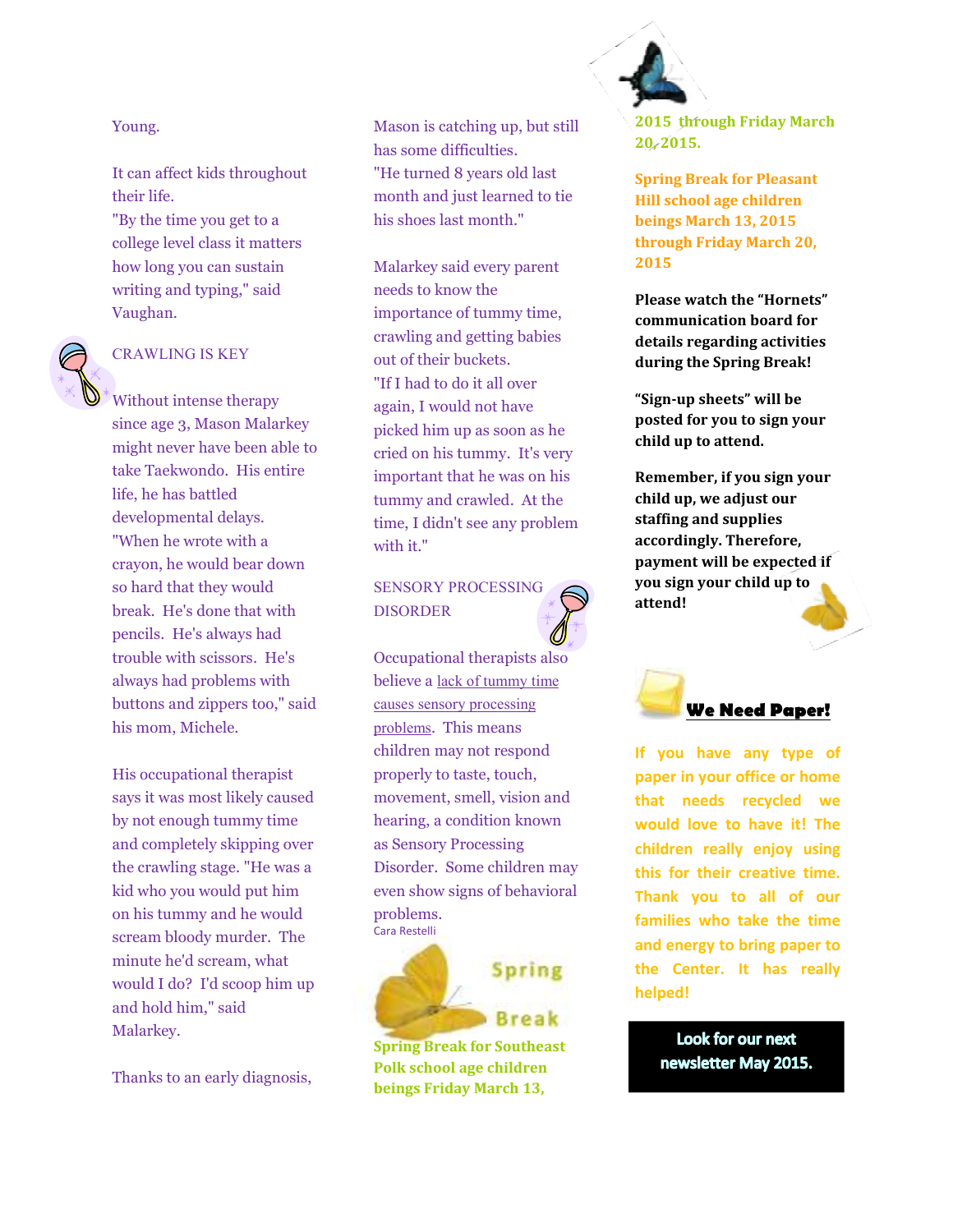Young.

It can affect kids throughout their life.

"By the time you get to a college level class it matters how long you can sustain writing and typing," said Vaughan.

CRAWLING IS KEY

Without intense therapy since age 3, Mason Malarkey might never have been able to take Taekwondo. His entire life, he has battled developmental delays. "When he wrote with a crayon, he would bear down so hard that they would break. He's done that with pencils. He's always had trouble with scissors. He's always had problems with buttons and zippers too," said his mom, Michele.

His occupational therapist says it was most likely caused by not enough tummy time and completely skipping over the crawling stage. "He was a kid who you would put him on his tummy and he would scream bloody murder. The minute he'd scream, what would I do? I'd scoop him up and hold him," said Malarkey.

Thanks to an early diagnosis, Mason is catching up, but still has some difficulties.

"He turned 8 years old last month and just learned to tie his shoes last month."

Malarkey said every parent needs to know the importance of tummy time, crawling and getting babies out of their buckets.

"If I had to do it all over again, I would not have picked him up as soon as he cried on his tummy. It's very important that he was on his tummy and crawled. At the time, I didn't see any problem with it."

SENSORY PROCESSING DISORDER

Occupational therapists also believe a lack of tummy time causes sensory processing problems. This means children may not respond properly to taste, touch, movement, smell, vision and hearing, a condition known as Sensory Processing Disorder. Some children may even show signs of behavioral problems.

Cara Restelli

**Spring Break**

**Spring Break for Southeast Polk school age children beings Friday March 13, 2015 through Friday March 20, 2015.**

**Spring Break for Pleasant Hill school age children beings March 13, 2015 through Friday March 20, 2015**

**Please watch the "Hornets" communication board for details regarding activities during the Spring Break!**

**"Sign-up sheets" will be posted for you to sign your child up to attend.**

**Remember, if you sign your child up, we adjust our staffing and supplies accordingly. Therefore, payment will be expected if you sign your child up to attend!**

## We Need Paper!

**If you have any type of paper in your office or home that needs recycled we would love to have it! The children really enjoy using this for their creative time. Thank you to all of our families who take the time and energy to bring paper to the Center. It has really helped!**

**Look for our next newsletter May 2015.**